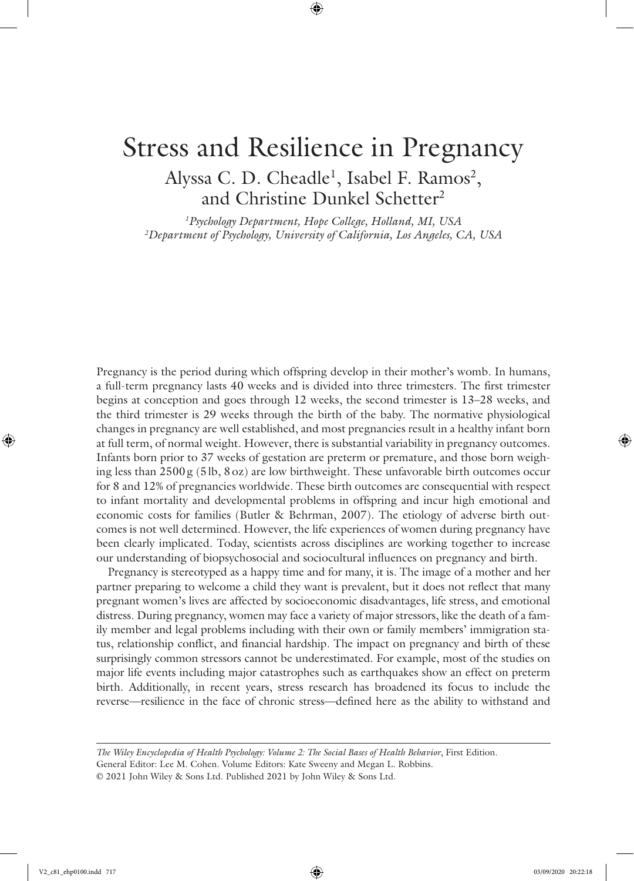# Stress and Resilience in Pregnancy

Alyssa C. D. Cheadle[1], Isabel F. Ramos[2], and Christine Dunkel Schetter[2]

[1]*Psychology Department, Hope College, Holland, MI, USA*
[2]*Department of Psychology, University of California, Los Angeles, CA, USA*

Pregnancy is the period during which offspring develop in their mother's womb. In humans, a full-term pregnancy lasts 40 weeks and is divided into three trimesters. The first trimester begins at conception and goes through 12 weeks, the second trimester is 13–28 weeks, and the third trimester is 29 weeks through the birth of the baby. The normative physiological changes in pregnancy are well established, and most pregnancies result in a healthy infant born at full term, of normal weight. However, there is substantial variability in pregnancy outcomes. Infants born prior to 37 weeks of gestation are preterm or premature, and those born weighing less than 2500 g (5 lb, 8 oz) are low birthweight. These unfavorable birth outcomes occur for 8 and 12% of pregnancies worldwide. These birth outcomes are consequential with respect to infant mortality and developmental problems in offspring and incur high emotional and economic costs for families (Butler & Behrman, 2007). The etiology of adverse birth outcomes is not well determined. However, the life experiences of women during pregnancy have been clearly implicated. Today, scientists across disciplines are working together to increase our understanding of biopsychosocial and sociocultural influences on pregnancy and birth.

Pregnancy is stereotyped as a happy time and for many, it is. The image of a mother and her partner preparing to welcome a child they want is prevalent, but it does not reflect that many pregnant women's lives are affected by socioeconomic disadvantages, life stress, and emotional distress. During pregnancy, women may face a variety of major stressors, like the death of a family member and legal problems including with their own or family members' immigration status, relationship conflict, and financial hardship. The impact on pregnancy and birth of these surprisingly common stressors cannot be underestimated. For example, most of the studies on major life events including major catastrophes such as earthquakes show an effect on preterm birth. Additionally, in recent years, stress research has broadened its focus to include the reverse—resilience in the face of chronic stress—defined here as the ability to withstand and

*The Wiley Encyclopedia of Health Psychology: Volume 2: The Social Bases of Health Behavior*, First Edition. General Editor: Lee M. Cohen. Volume Editors: Kate Sweeny and Megan L. Robbins.
© 2021 John Wiley & Sons Ltd. Published 2021 by John Wiley & Sons Ltd.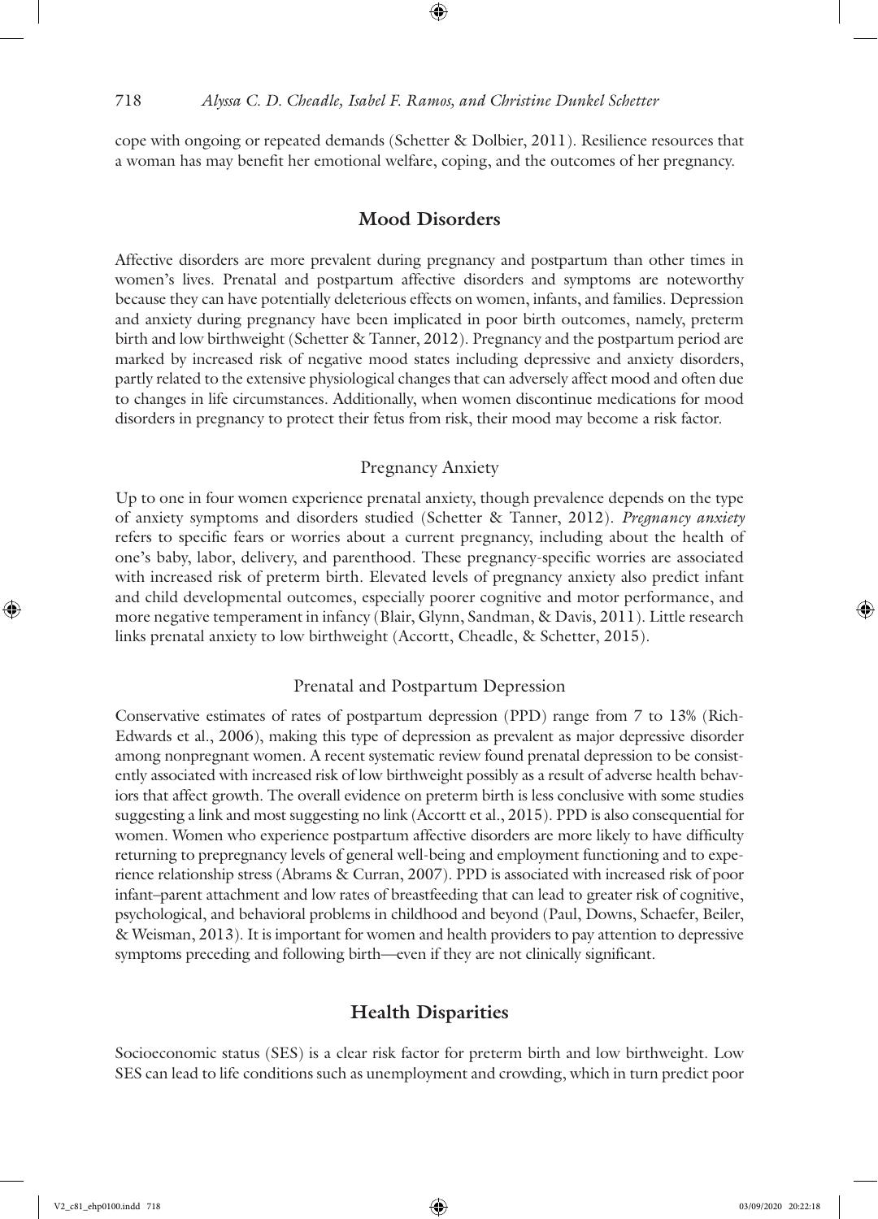cope with ongoing or repeated demands (Schetter & Dolbier, 2011). Resilience resources that a woman has may benefit her emotional welfare, coping, and the outcomes of her pregnancy.

## Mood Disorders

Affective disorders are more prevalent during pregnancy and postpartum than other times in women's lives. Prenatal and postpartum affective disorders and symptoms are noteworthy because they can have potentially deleterious effects on women, infants, and families. Depression and anxiety during pregnancy have been implicated in poor birth outcomes, namely, preterm birth and low birthweight (Schetter & Tanner, 2012). Pregnancy and the postpartum period are marked by increased risk of negative mood states including depressive and anxiety disorders, partly related to the extensive physiological changes that can adversely affect mood and often due to changes in life circumstances. Additionally, when women discontinue medications for mood disorders in pregnancy to protect their fetus from risk, their mood may become a risk factor.

### Pregnancy Anxiety

Up to one in four women experience prenatal anxiety, though prevalence depends on the type of anxiety symptoms and disorders studied (Schetter & Tanner, 2012). *Pregnancy anxiety* refers to specific fears or worries about a current pregnancy, including about the health of one's baby, labor, delivery, and parenthood. These pregnancy-specific worries are associated with increased risk of preterm birth. Elevated levels of pregnancy anxiety also predict infant and child developmental outcomes, especially poorer cognitive and motor performance, and more negative temperament in infancy (Blair, Glynn, Sandman, & Davis, 2011). Little research links prenatal anxiety to low birthweight (Accortt, Cheadle, & Schetter, 2015).

### Prenatal and Postpartum Depression

Conservative estimates of rates of postpartum depression (PPD) range from 7 to 13% (Rich-Edwards et al., 2006), making this type of depression as prevalent as major depressive disorder among nonpregnant women. A recent systematic review found prenatal depression to be consistently associated with increased risk of low birthweight possibly as a result of adverse health behaviors that affect growth. The overall evidence on preterm birth is less conclusive with some studies suggesting a link and most suggesting no link (Accortt et al., 2015). PPD is also consequential for women. Women who experience postpartum affective disorders are more likely to have difficulty returning to prepregnancy levels of general well-being and employment functioning and to experience relationship stress (Abrams & Curran, 2007). PPD is associated with increased risk of poor infant–parent attachment and low rates of breastfeeding that can lead to greater risk of cognitive, psychological, and behavioral problems in childhood and beyond (Paul, Downs, Schaefer, Beiler, & Weisman, 2013). It is important for women and health providers to pay attention to depressive symptoms preceding and following birth—even if they are not clinically significant.

## Health Disparities

Socioeconomic status (SES) is a clear risk factor for preterm birth and low birthweight. Low SES can lead to life conditions such as unemployment and crowding, which in turn predict poor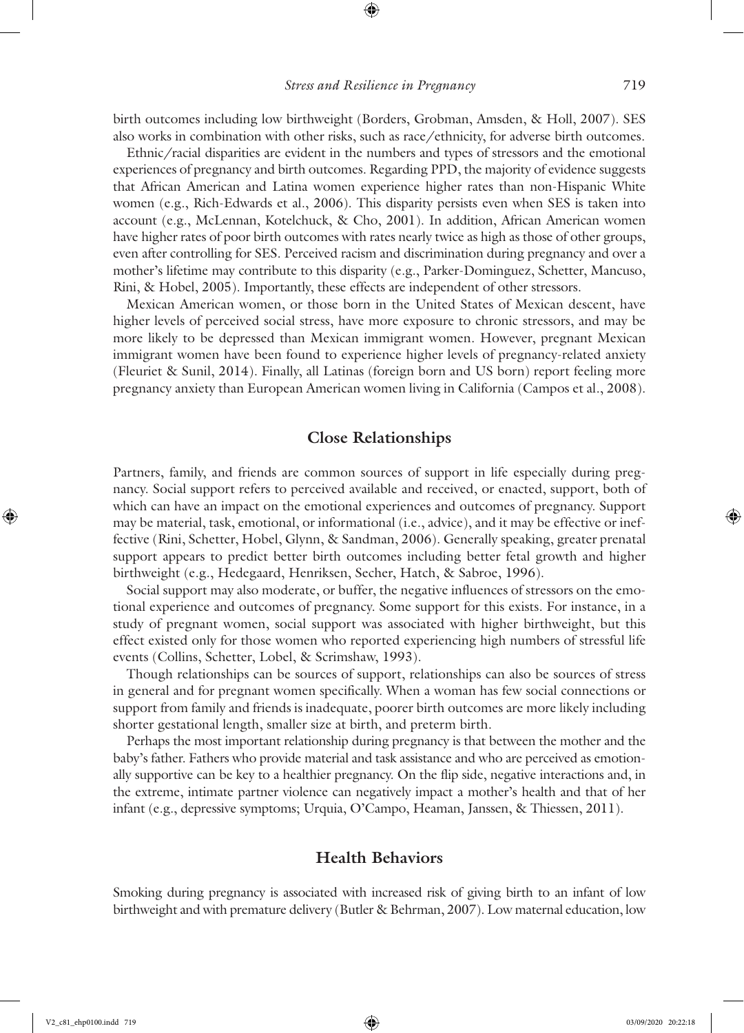birth outcomes including low birthweight (Borders, Grobman, Amsden, & Holl, 2007). SES also works in combination with other risks, such as race/ethnicity, for adverse birth outcomes.

Ethnic/racial disparities are evident in the numbers and types of stressors and the emotional experiences of pregnancy and birth outcomes. Regarding PPD, the majority of evidence suggests that African American and Latina women experience higher rates than non-Hispanic White women (e.g., Rich-Edwards et al., 2006). This disparity persists even when SES is taken into account (e.g., McLennan, Kotelchuck, & Cho, 2001). In addition, African American women have higher rates of poor birth outcomes with rates nearly twice as high as those of other groups, even after controlling for SES. Perceived racism and discrimination during pregnancy and over a mother's lifetime may contribute to this disparity (e.g., Parker-Dominguez, Schetter, Mancuso, Rini, & Hobel, 2005). Importantly, these effects are independent of other stressors.

Mexican American women, or those born in the United States of Mexican descent, have higher levels of perceived social stress, have more exposure to chronic stressors, and may be more likely to be depressed than Mexican immigrant women. However, pregnant Mexican immigrant women have been found to experience higher levels of pregnancy-related anxiety (Fleuriet & Sunil, 2014). Finally, all Latinas (foreign born and US born) report feeling more pregnancy anxiety than European American women living in California (Campos et al., 2008).

## Close Relationships

Partners, family, and friends are common sources of support in life especially during pregnancy. Social support refers to perceived available and received, or enacted, support, both of which can have an impact on the emotional experiences and outcomes of pregnancy. Support may be material, task, emotional, or informational (i.e., advice), and it may be effective or ineffective (Rini, Schetter, Hobel, Glynn, & Sandman, 2006). Generally speaking, greater prenatal support appears to predict better birth outcomes including better fetal growth and higher birthweight (e.g., Hedegaard, Henriksen, Secher, Hatch, & Sabroe, 1996).

Social support may also moderate, or buffer, the negative influences of stressors on the emotional experience and outcomes of pregnancy. Some support for this exists. For instance, in a study of pregnant women, social support was associated with higher birthweight, but this effect existed only for those women who reported experiencing high numbers of stressful life events (Collins, Schetter, Lobel, & Scrimshaw, 1993).

Though relationships can be sources of support, relationships can also be sources of stress in general and for pregnant women specifically. When a woman has few social connections or support from family and friends is inadequate, poorer birth outcomes are more likely including shorter gestational length, smaller size at birth, and preterm birth.

Perhaps the most important relationship during pregnancy is that between the mother and the baby's father. Fathers who provide material and task assistance and who are perceived as emotionally supportive can be key to a healthier pregnancy. On the flip side, negative interactions and, in the extreme, intimate partner violence can negatively impact a mother's health and that of her infant (e.g., depressive symptoms; Urquia, O'Campo, Heaman, Janssen, & Thiessen, 2011).

## Health Behaviors

Smoking during pregnancy is associated with increased risk of giving birth to an infant of low birthweight and with premature delivery (Butler & Behrman, 2007). Low maternal education, low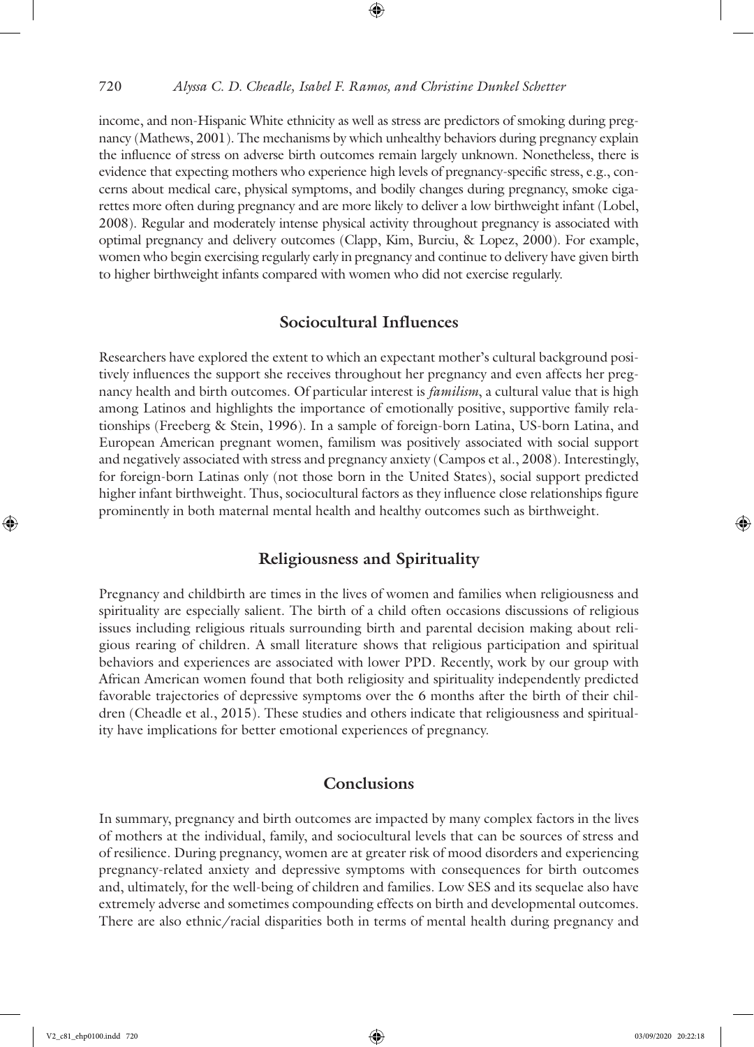income, and non-Hispanic White ethnicity as well as stress are predictors of smoking during pregnancy (Mathews, 2001). The mechanisms by which unhealthy behaviors during pregnancy explain the influence of stress on adverse birth outcomes remain largely unknown. Nonetheless, there is evidence that expecting mothers who experience high levels of pregnancy-specific stress, e.g., concerns about medical care, physical symptoms, and bodily changes during pregnancy, smoke cigarettes more often during pregnancy and are more likely to deliver a low birthweight infant (Lobel, 2008). Regular and moderately intense physical activity throughout pregnancy is associated with optimal pregnancy and delivery outcomes (Clapp, Kim, Burciu, & Lopez, 2000). For example, women who begin exercising regularly early in pregnancy and continue to delivery have given birth to higher birthweight infants compared with women who did not exercise regularly.

## Sociocultural Influences

Researchers have explored the extent to which an expectant mother's cultural background positively influences the support she receives throughout her pregnancy and even affects her pregnancy health and birth outcomes. Of particular interest is *familism*, a cultural value that is high among Latinos and highlights the importance of emotionally positive, supportive family relationships (Freeberg & Stein, 1996). In a sample of foreign-born Latina, US-born Latina, and European American pregnant women, familism was positively associated with social support and negatively associated with stress and pregnancy anxiety (Campos et al., 2008). Interestingly, for foreign-born Latinas only (not those born in the United States), social support predicted higher infant birthweight. Thus, sociocultural factors as they influence close relationships figure prominently in both maternal mental health and healthy outcomes such as birthweight.

## Religiousness and Spirituality

Pregnancy and childbirth are times in the lives of women and families when religiousness and spirituality are especially salient. The birth of a child often occasions discussions of religious issues including religious rituals surrounding birth and parental decision making about religious rearing of children. A small literature shows that religious participation and spiritual behaviors and experiences are associated with lower PPD. Recently, work by our group with African American women found that both religiosity and spirituality independently predicted favorable trajectories of depressive symptoms over the 6 months after the birth of their children (Cheadle et al., 2015). These studies and others indicate that religiousness and spirituality have implications for better emotional experiences of pregnancy.

## Conclusions

In summary, pregnancy and birth outcomes are impacted by many complex factors in the lives of mothers at the individual, family, and sociocultural levels that can be sources of stress and of resilience. During pregnancy, women are at greater risk of mood disorders and experiencing pregnancy-related anxiety and depressive symptoms with consequences for birth outcomes and, ultimately, for the well-being of children and families. Low SES and its sequelae also have extremely adverse and sometimes compounding effects on birth and developmental outcomes. There are also ethnic/racial disparities both in terms of mental health during pregnancy and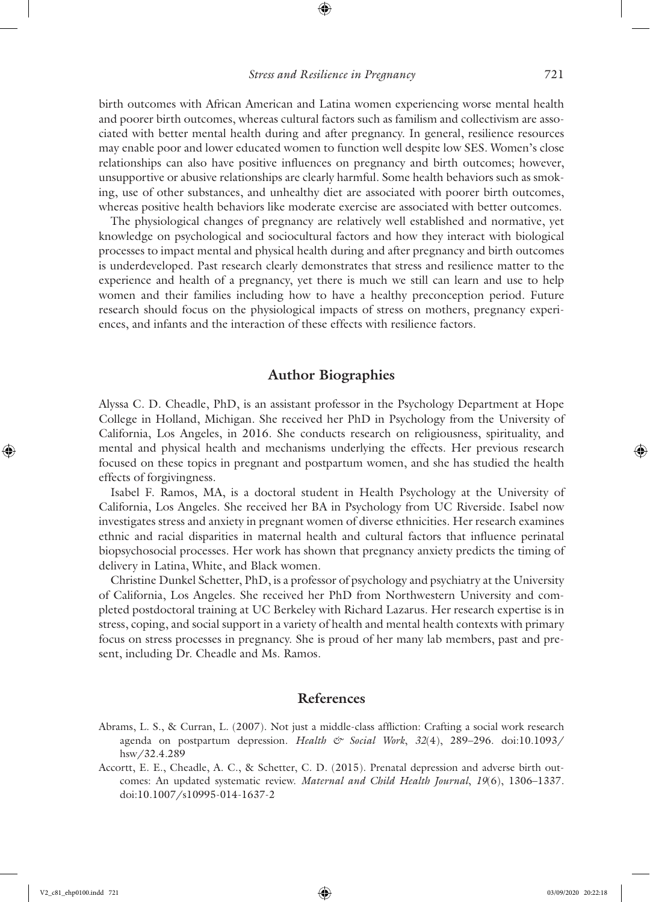birth outcomes with African American and Latina women experiencing worse mental health and poorer birth outcomes, whereas cultural factors such as familism and collectivism are associated with better mental health during and after pregnancy. In general, resilience resources may enable poor and lower educated women to function well despite low SES. Women's close relationships can also have positive influences on pregnancy and birth outcomes; however, unsupportive or abusive relationships are clearly harmful. Some health behaviors such as smoking, use of other substances, and unhealthy diet are associated with poorer birth outcomes, whereas positive health behaviors like moderate exercise are associated with better outcomes.

The physiological changes of pregnancy are relatively well established and normative, yet knowledge on psychological and sociocultural factors and how they interact with biological processes to impact mental and physical health during and after pregnancy and birth outcomes is underdeveloped. Past research clearly demonstrates that stress and resilience matter to the experience and health of a pregnancy, yet there is much we still can learn and use to help women and their families including how to have a healthy preconception period. Future research should focus on the physiological impacts of stress on mothers, pregnancy experiences, and infants and the interaction of these effects with resilience factors.

## Author Biographies

Alyssa C. D. Cheadle, PhD, is an assistant professor in the Psychology Department at Hope College in Holland, Michigan. She received her PhD in Psychology from the University of California, Los Angeles, in 2016. She conducts research on religiousness, spirituality, and mental and physical health and mechanisms underlying the effects. Her previous research focused on these topics in pregnant and postpartum women, and she has studied the health effects of forgivingness.

Isabel F. Ramos, MA, is a doctoral student in Health Psychology at the University of California, Los Angeles. She received her BA in Psychology from UC Riverside. Isabel now investigates stress and anxiety in pregnant women of diverse ethnicities. Her research examines ethnic and racial disparities in maternal health and cultural factors that influence perinatal biopsychosocial processes. Her work has shown that pregnancy anxiety predicts the timing of delivery in Latina, White, and Black women.

Christine Dunkel Schetter, PhD, is a professor of psychology and psychiatry at the University of California, Los Angeles. She received her PhD from Northwestern University and completed postdoctoral training at UC Berkeley with Richard Lazarus. Her research expertise is in stress, coping, and social support in a variety of health and mental health contexts with primary focus on stress processes in pregnancy. She is proud of her many lab members, past and present, including Dr. Cheadle and Ms. Ramos.

## References

Abrams, L. S., & Curran, L. (2007). Not just a middle-class affliction: Crafting a social work research agenda on postpartum depression. *Health & Social Work*, *32*(4), 289–296. doi:10.1093/hsw/32.4.289

Accortt, E. E., Cheadle, A. C., & Schetter, C. D. (2015). Prenatal depression and adverse birth outcomes: An updated systematic review. *Maternal and Child Health Journal*, *19*(6), 1306–1337. doi:10.1007/s10995-014-1637-2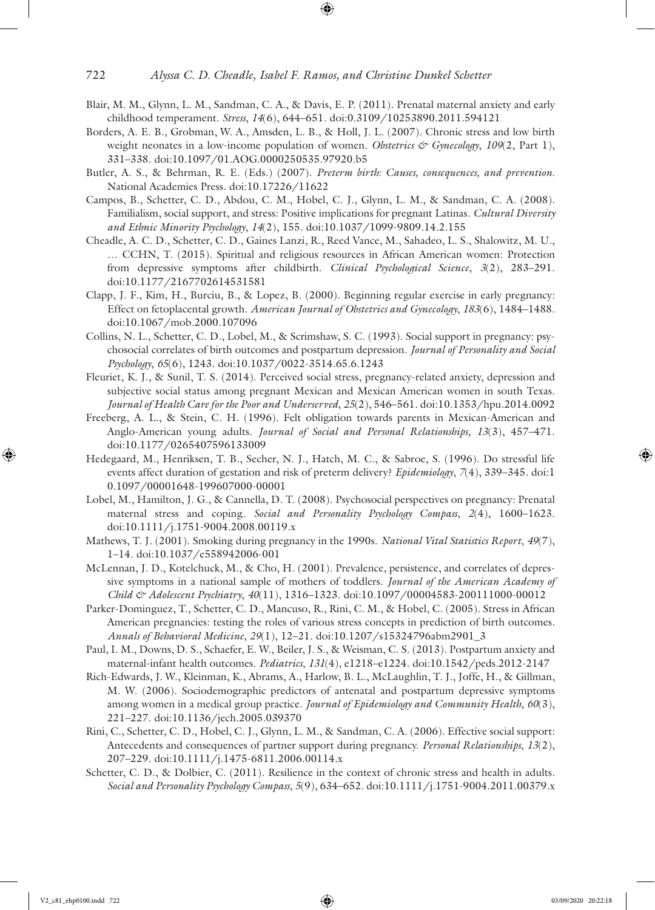Blair, M. M., Glynn, L. M., Sandman, C. A., & Davis, E. P. (2011). Prenatal maternal anxiety and early childhood temperament. *Stress*, *14*(6), 644–651. doi:0.3109/10253890.2011.594121

Borders, A. E. B., Grobman, W. A., Amsden, L. B., & Holl, J. L. (2007). Chronic stress and low birth weight neonates in a low-income population of women. *Obstetrics & Gynecology*, *109*(2, Part 1), 331–338. doi:10.1097/01.AOG.0000250535.97920.b5

Butler, A. S., & Behrman, R. E. (Eds.) (2007). *Preterm birth: Causes, consequences, and prevention*. National Academies Press. doi:10.17226/11622

Campos, B., Schetter, C. D., Abdou, C. M., Hobel, C. J., Glynn, L. M., & Sandman, C. A. (2008). Familialism, social support, and stress: Positive implications for pregnant Latinas. *Cultural Diversity and Ethnic Minority Psychology*, *14*(2), 155. doi:10.1037/1099-9809.14.2.155

Cheadle, A. C. D., Schetter, C. D., Gaines Lanzi, R., Reed Vance, M., Sahadeo, L. S., Shalowitz, M. U., … CCHN, T. (2015). Spiritual and religious resources in African American women: Protection from depressive symptoms after childbirth. *Clinical Psychological Science*, *3*(2), 283–291. doi:10.1177/2167702614531581

Clapp, J. F., Kim, H., Burciu, B., & Lopez, B. (2000). Beginning regular exercise in early pregnancy: Effect on fetoplacental growth. *American Journal of Obstetrics and Gynecology*, *183*(6), 1484–1488. doi:10.1067/mob.2000.107096

Collins, N. L., Schetter, C. D., Lobel, M., & Scrimshaw, S. C. (1993). Social support in pregnancy: psychosocial correlates of birth outcomes and postpartum depression. *Journal of Personality and Social Psychology*, *65*(6), 1243. doi:10.1037/0022-3514.65.6.1243

Fleuriet, K. J., & Sunil, T. S. (2014). Perceived social stress, pregnancy-related anxiety, depression and subjective social status among pregnant Mexican and Mexican American women in south Texas. *Journal of Health Care for the Poor and Underserved*, *25*(2), 546–561. doi:10.1353/hpu.2014.0092

Freeberg, A. L., & Stein, C. H. (1996). Felt obligation towards parents in Mexican-American and Anglo-American young adults. *Journal of Social and Personal Relationships*, *13*(3), 457–471. doi:10.1177/0265407596133009

Hedegaard, M., Henriksen, T. B., Secher, N. J., Hatch, M. C., & Sabroe, S. (1996). Do stressful life events affect duration of gestation and risk of preterm delivery? *Epidemiology*, *7*(4), 339–345. doi:10.1097/00001648-199607000-00001

Lobel, M., Hamilton, J. G., & Cannella, D. T. (2008). Psychosocial perspectives on pregnancy: Prenatal maternal stress and coping. *Social and Personality Psychology Compass*, *2*(4), 1600–1623. doi:10.1111/j.1751-9004.2008.00119.x

Mathews, T. J. (2001). Smoking during pregnancy in the 1990s. *National Vital Statistics Report*, *49*(7), 1–14. doi:10.1037/e558942006-001

McLennan, J. D., Kotelchuck, M., & Cho, H. (2001). Prevalence, persistence, and correlates of depressive symptoms in a national sample of mothers of toddlers. *Journal of the American Academy of Child & Adolescent Psychiatry*, *40*(11), 1316–1323. doi:10.1097/00004583-200111000-00012

Parker-Dominguez, T., Schetter, C. D., Mancuso, R., Rini, C. M., & Hobel, C. (2005). Stress in African American pregnancies: testing the roles of various stress concepts in prediction of birth outcomes. *Annals of Behavioral Medicine*, *29*(1), 12–21. doi:10.1207/s15324796abm2901_3

Paul, I. M., Downs, D. S., Schaefer, E. W., Beiler, J. S., & Weisman, C. S. (2013). Postpartum anxiety and maternal-infant health outcomes. *Pediatrics*, *131*(4), e1218–e1224. doi:10.1542/peds.2012-2147

Rich-Edwards, J. W., Kleinman, K., Abrams, A., Harlow, B. L., McLaughlin, T. J., Joffe, H., & Gillman, M. W. (2006). Sociodemographic predictors of antenatal and postpartum depressive symptoms among women in a medical group practice. *Journal of Epidemiology and Community Health*, *60*(3), 221–227. doi:10.1136/jech.2005.039370

Rini, C., Schetter, C. D., Hobel, C. J., Glynn, L. M., & Sandman, C. A. (2006). Effective social support: Antecedents and consequences of partner support during pregnancy. *Personal Relationships*, *13*(2), 207–229. doi:10.1111/j.1475-6811.2006.00114.x

Schetter, C. D., & Dolbier, C. (2011). Resilience in the context of chronic stress and health in adults. *Social and Personality Psychology Compass*, *5*(9), 634–652. doi:10.1111/j.1751-9004.2011.00379.x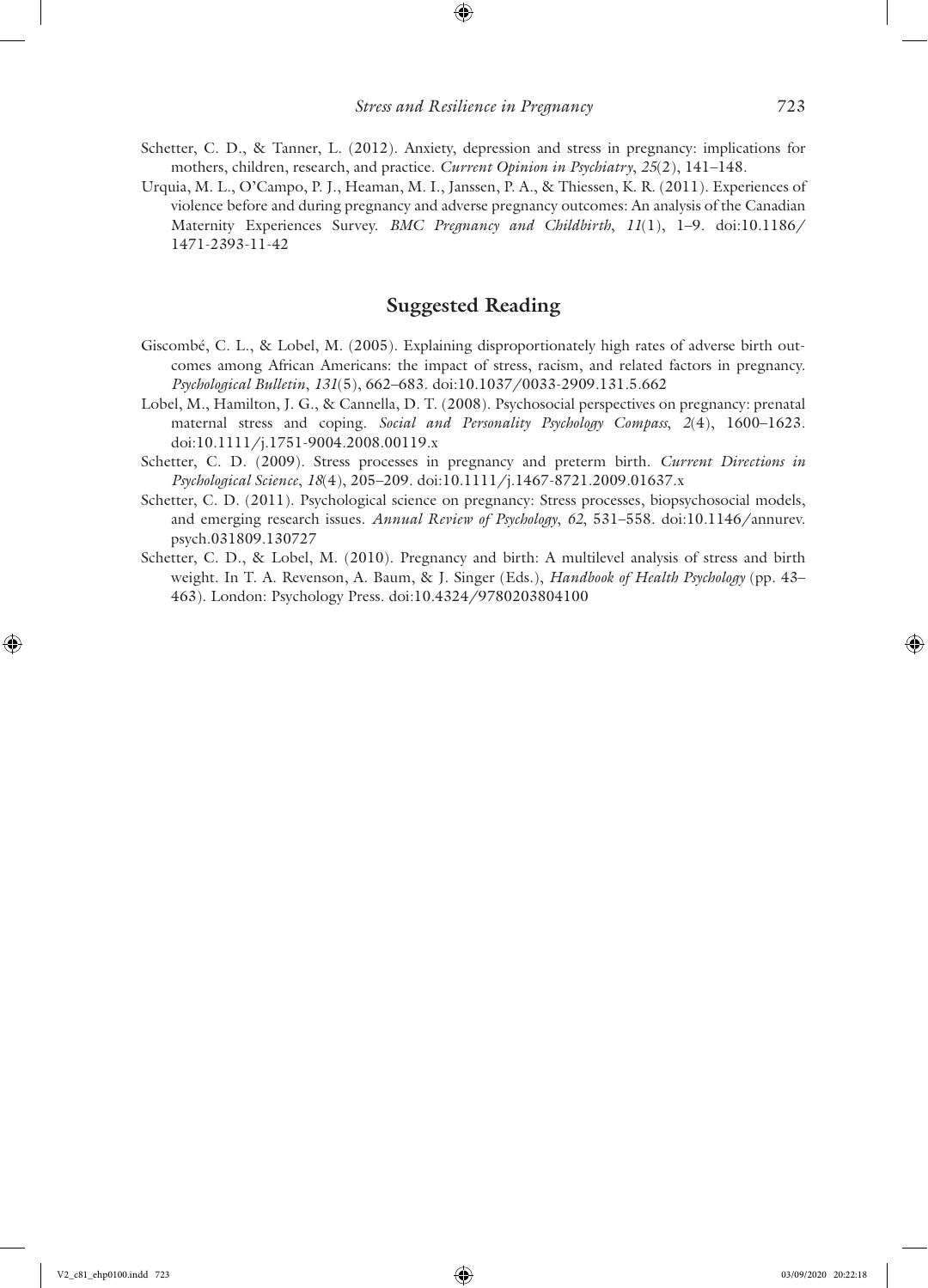Schetter, C. D., & Tanner, L. (2012). Anxiety, depression and stress in pregnancy: implications for mothers, children, research, and practice. *Current Opinion in Psychiatry*, *25*(2), 141–148.

Urquia, M. L., O'Campo, P. J., Heaman, M. I., Janssen, P. A., & Thiessen, K. R. (2011). Experiences of violence before and during pregnancy and adverse pregnancy outcomes: An analysis of the Canadian Maternity Experiences Survey. *BMC Pregnancy and Childbirth*, *11*(1), 1–9. doi:10.1186/1471-2393-11-42

## Suggested Reading

Giscombé, C. L., & Lobel, M. (2005). Explaining disproportionately high rates of adverse birth outcomes among African Americans: the impact of stress, racism, and related factors in pregnancy. *Psychological Bulletin*, *131*(5), 662–683. doi:10.1037/0033-2909.131.5.662

Lobel, M., Hamilton, J. G., & Cannella, D. T. (2008). Psychosocial perspectives on pregnancy: prenatal maternal stress and coping. *Social and Personality Psychology Compass*, *2*(4), 1600–1623. doi:10.1111/j.1751-9004.2008.00119.x

Schetter, C. D. (2009). Stress processes in pregnancy and preterm birth. *Current Directions in Psychological Science*, *18*(4), 205–209. doi:10.1111/j.1467-8721.2009.01637.x

Schetter, C. D. (2011). Psychological science on pregnancy: Stress processes, biopsychosocial models, and emerging research issues. *Annual Review of Psychology*, *62*, 531–558. doi:10.1146/annurev.psych.031809.130727

Schetter, C. D., & Lobel, M. (2010). Pregnancy and birth: A multilevel analysis of stress and birth weight. In T. A. Revenson, A. Baum, & J. Singer (Eds.), *Handbook of Health Psychology* (pp. 43–463). London: Psychology Press. doi:10.4324/9780203804100